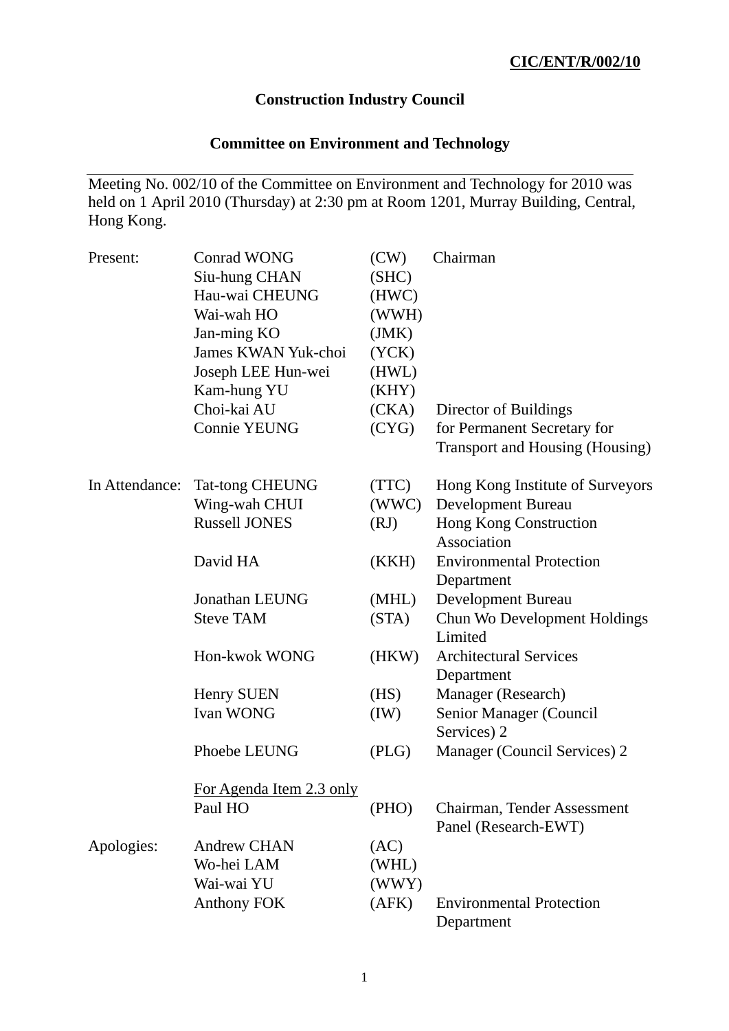**CIC/ENT/R/002/10**

# Construction Industry Council

## Committee on Environment and Technology

Meeting No. 002/10 of the Committee on Environment and Technology for 2010 was held on 1 April 2010 (Thursday) at 2:30 pm at Room 1201, Murray Building, Central, Hong Kong.

| | | | |
|---|---|---|---|
| Present: | Conrad WONG | (CW) | Chairman |
| | Siu-hung CHAN | (SHC) | |
| | Hau-wai CHEUNG | (HWC) | |
| | Wai-wah HO | (WWH) | |
| | Jan-ming KO | (JMK) | |
| | James KWAN Yuk-choi | (YCK) | |
| | Joseph LEE Hun-wei | (HWL) | |
| | Kam-hung YU | (KHY) | |
| | Choi-kai AU | (CKA) | Director of Buildings |
| | Connie YEUNG | (CYG) | for Permanent Secretary for Transport and Housing (Housing) |
| In Attendance: | Tat-tong CHEUNG | (TTC) | Hong Kong Institute of Surveyors |
| | Wing-wah CHUI | (WWC) | Development Bureau |
| | Russell JONES | (RJ) | Hong Kong Construction Association |
| | David HA | (KKH) | Environmental Protection Department |
| | Jonathan LEUNG | (MHL) | Development Bureau |
| | Steve TAM | (STA) | Chun Wo Development Holdings Limited |
| | Hon-kwok WONG | (HKW) | Architectural Services Department |
| | Henry SUEN | (HS) | Manager (Research) |
| | Ivan WONG | (IW) | Senior Manager (Council Services) 2 |
| | Phoebe LEUNG | (PLG) | Manager (Council Services) 2 |
| | <u>For Agenda Item 2.3 only</u> | | |
| | Paul HO | (PHO) | Chairman, Tender Assessment Panel (Research-EWT) |
| Apologies: | Andrew CHAN | (AC) | |
| | Wo-hei LAM | (WHL) | |
| | Wai-wai YU | (WWY) | |
| | Anthony FOK | (AFK) | Environmental Protection Department |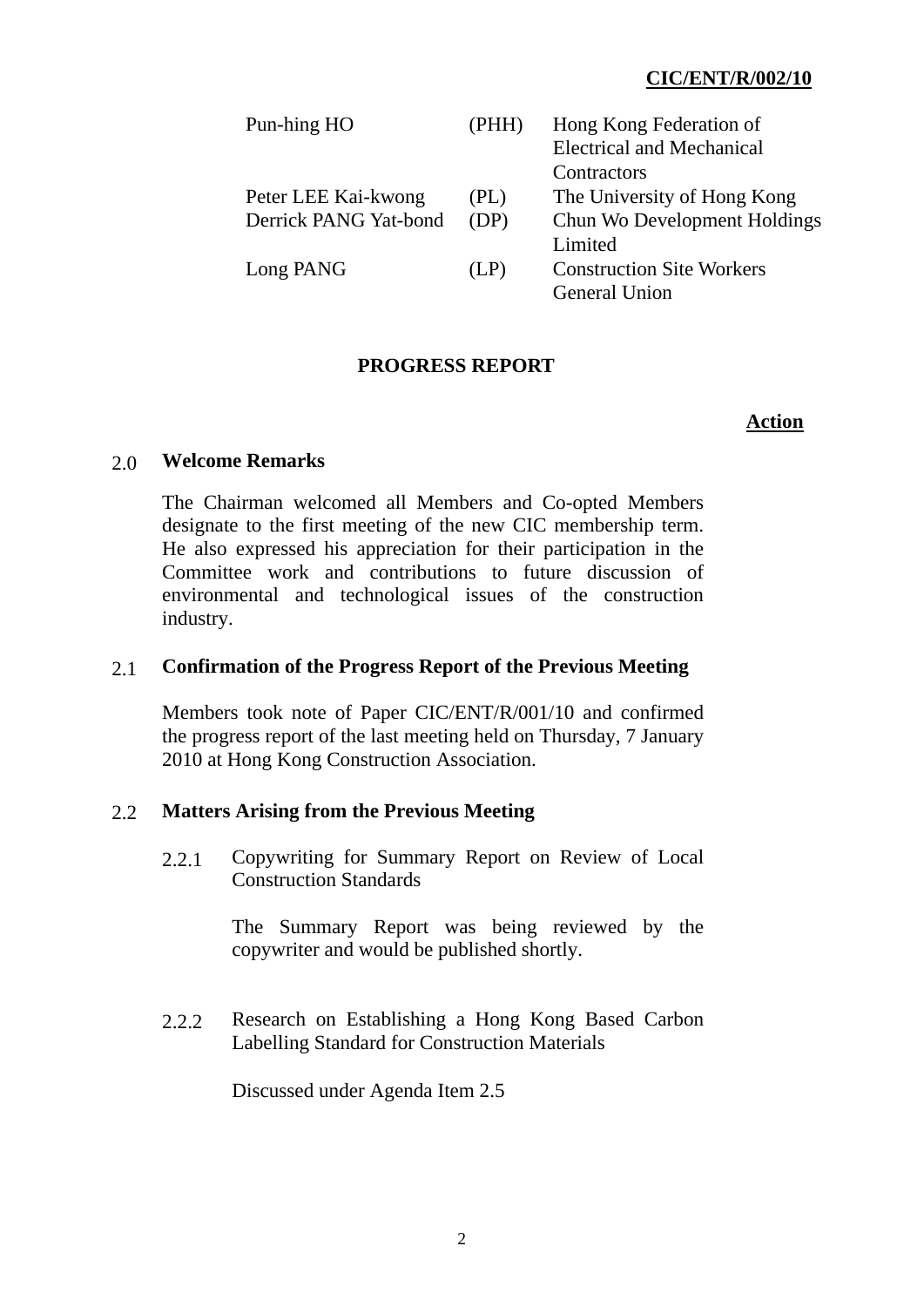**CIC/ENT/R/002/10**

| | | |
|---|---|---|
| Pun-hing HO | (PHH) | Hong Kong Federation of Electrical and Mechanical Contractors |
| Peter LEE Kai-kwong | (PL) | The University of Hong Kong |
| Derrick PANG Yat-bond | (DP) | Chun Wo Development Holdings Limited |
| Long PANG | (LP) | Construction Site Workers General Union |

## PROGRESS REPORT

**Action**

### 2.0 Welcome Remarks

The Chairman welcomed all Members and Co-opted Members designate to the first meeting of the new CIC membership term. He also expressed his appreciation for their participation in the Committee work and contributions to future discussion of environmental and technological issues of the construction industry.

### 2.1 Confirmation of the Progress Report of the Previous Meeting

Members took note of Paper CIC/ENT/R/001/10 and confirmed the progress report of the last meeting held on Thursday, 7 January 2010 at Hong Kong Construction Association.

### 2.2 Matters Arising from the Previous Meeting

2.2.1 Copywriting for Summary Report on Review of Local Construction Standards

The Summary Report was being reviewed by the copywriter and would be published shortly.

2.2.2 Research on Establishing a Hong Kong Based Carbon Labelling Standard for Construction Materials

Discussed under Agenda Item 2.5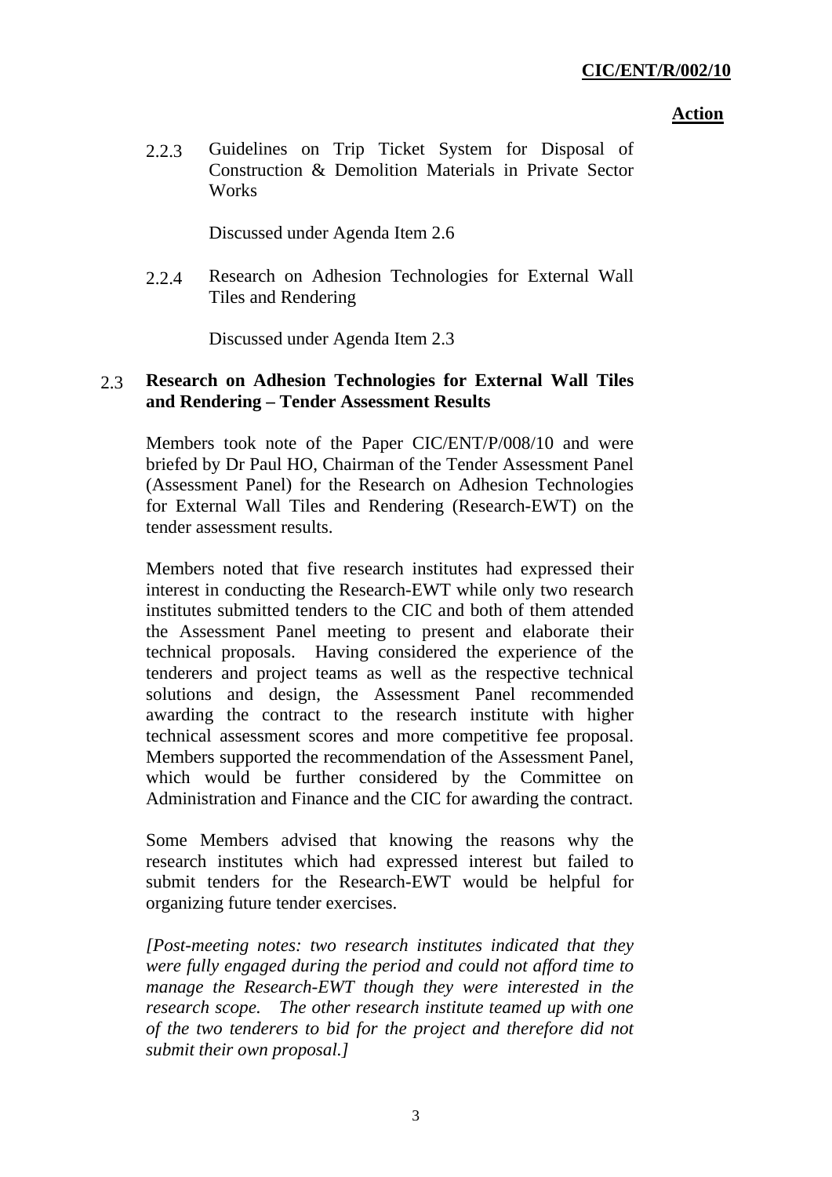**Action**

2.2.3 Guidelines on Trip Ticket System for Disposal of Construction & Demolition Materials in Private Sector Works

Discussed under Agenda Item 2.6

2.2.4 Research on Adhesion Technologies for External Wall Tiles and Rendering

Discussed under Agenda Item 2.3

2.3 **Research on Adhesion Technologies for External Wall Tiles and Rendering – Tender Assessment Results**

Members took note of the Paper CIC/ENT/P/008/10 and were briefed by Dr Paul HO, Chairman of the Tender Assessment Panel (Assessment Panel) for the Research on Adhesion Technologies for External Wall Tiles and Rendering (Research-EWT) on the tender assessment results.

Members noted that five research institutes had expressed their interest in conducting the Research-EWT while only two research institutes submitted tenders to the CIC and both of them attended the Assessment Panel meeting to present and elaborate their technical proposals. Having considered the experience of the tenderers and project teams as well as the respective technical solutions and design, the Assessment Panel recommended awarding the contract to the research institute with higher technical assessment scores and more competitive fee proposal. Members supported the recommendation of the Assessment Panel, which would be further considered by the Committee on Administration and Finance and the CIC for awarding the contract.

Some Members advised that knowing the reasons why the research institutes which had expressed interest but failed to submit tenders for the Research-EWT would be helpful for organizing future tender exercises.

*[Post-meeting notes: two research institutes indicated that they were fully engaged during the period and could not afford time to manage the Research-EWT though they were interested in the research scope. The other research institute teamed up with one of the two tenderers to bid for the project and therefore did not submit their own proposal.]*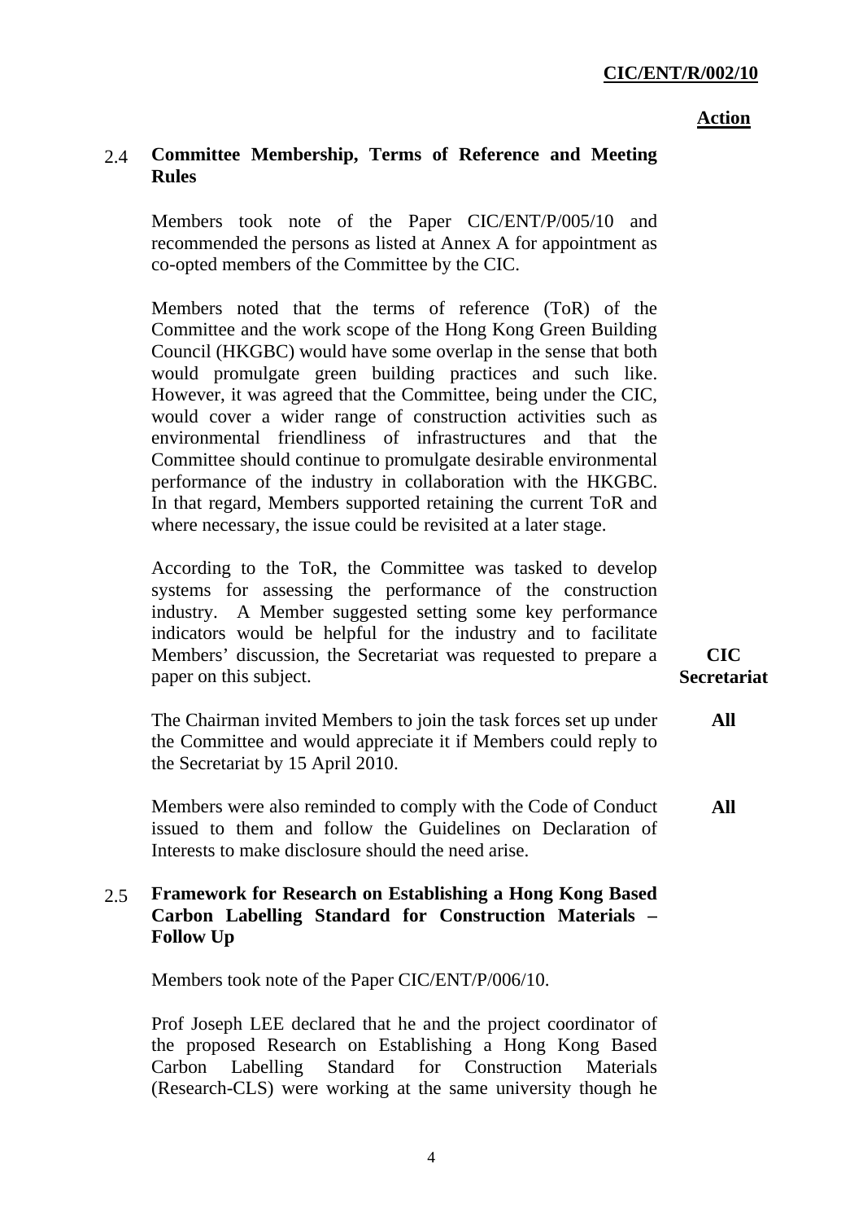**Action**

### 2.4 Committee Membership, Terms of Reference and Meeting Rules

Members took note of the Paper CIC/ENT/P/005/10 and recommended the persons as listed at Annex A for appointment as co-opted members of the Committee by the CIC.

Members noted that the terms of reference (ToR) of the Committee and the work scope of the Hong Kong Green Building Council (HKGBC) would have some overlap in the sense that both would promulgate green building practices and such like. However, it was agreed that the Committee, being under the CIC, would cover a wider range of construction activities such as environmental friendliness of infrastructures and that the Committee should continue to promulgate desirable environmental performance of the industry in collaboration with the HKGBC. In that regard, Members supported retaining the current ToR and where necessary, the issue could be revisited at a later stage.

According to the ToR, the Committee was tasked to develop systems for assessing the performance of the construction industry. A Member suggested setting some key performance indicators would be helpful for the industry and to facilitate Members' discussion, the Secretariat was requested to prepare a paper on this subject. — **CIC Secretariat**

The Chairman invited Members to join the task forces set up under the Committee and would appreciate it if Members could reply to the Secretariat by 15 April 2010. — **All**

Members were also reminded to comply with the Code of Conduct issued to them and follow the Guidelines on Declaration of Interests to make disclosure should the need arise. — **All**

### 2.5 Framework for Research on Establishing a Hong Kong Based Carbon Labelling Standard for Construction Materials – Follow Up

Members took note of the Paper CIC/ENT/P/006/10.

Prof Joseph LEE declared that he and the project coordinator of the proposed Research on Establishing a Hong Kong Based Carbon Labelling Standard for Construction Materials (Research-CLS) were working at the same university though he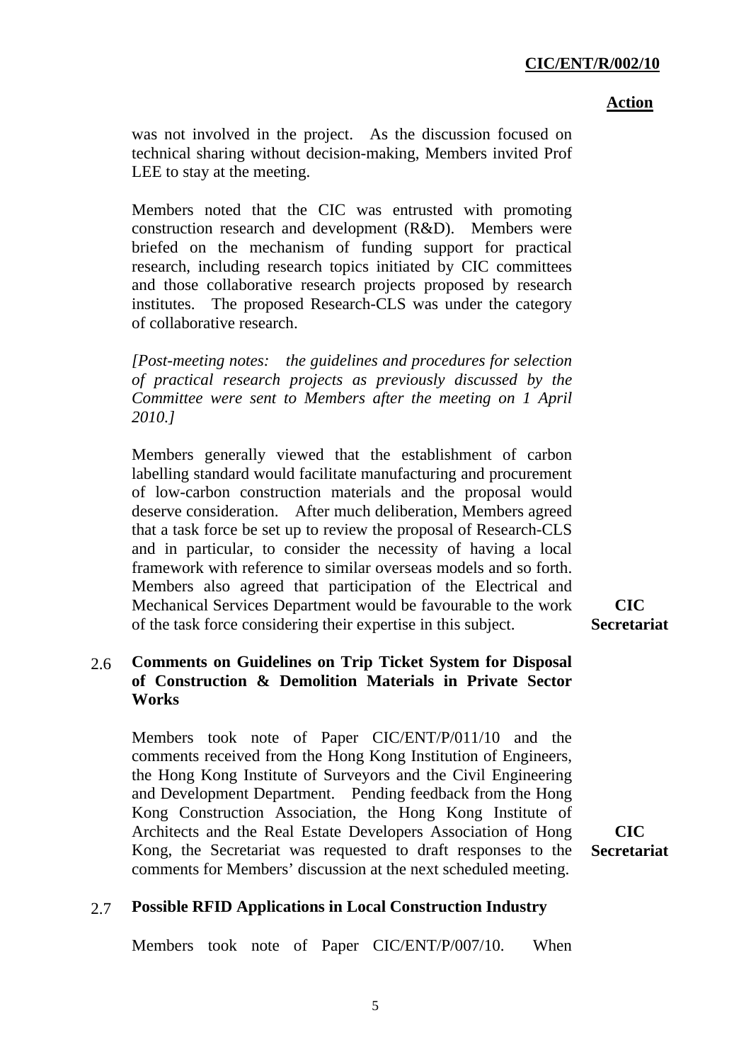**Action**

was not involved in the project. As the discussion focused on technical sharing without decision-making, Members invited Prof LEE to stay at the meeting.

Members noted that the CIC was entrusted with promoting construction research and development (R&D). Members were briefed on the mechanism of funding support for practical research, including research topics initiated by CIC committees and those collaborative research projects proposed by research institutes. The proposed Research-CLS was under the category of collaborative research.

*[Post-meeting notes: the guidelines and procedures for selection of practical research projects as previously discussed by the Committee were sent to Members after the meeting on 1 April 2010.]*

Members generally viewed that the establishment of carbon labelling standard would facilitate manufacturing and procurement of low-carbon construction materials and the proposal would deserve consideration. After much deliberation, Members agreed that a task force be set up to review the proposal of Research-CLS and in particular, to consider the necessity of having a local framework with reference to similar overseas models and so forth. Members also agreed that participation of the Electrical and Mechanical Services Department would be favourable to the work of the task force considering their expertise in this subject. — **CIC Secretariat**

### 2.6 Comments on Guidelines on Trip Ticket System for Disposal of Construction & Demolition Materials in Private Sector Works

Members took note of Paper CIC/ENT/P/011/10 and the comments received from the Hong Kong Institution of Engineers, the Hong Kong Institute of Surveyors and the Civil Engineering and Development Department. Pending feedback from the Hong Kong Construction Association, the Hong Kong Institute of Architects and the Real Estate Developers Association of Hong Kong, the Secretariat was requested to draft responses to the comments for Members' discussion at the next scheduled meeting. — **CIC Secretariat**

### 2.7 Possible RFID Applications in Local Construction Industry

Members took note of Paper CIC/ENT/P/007/10. When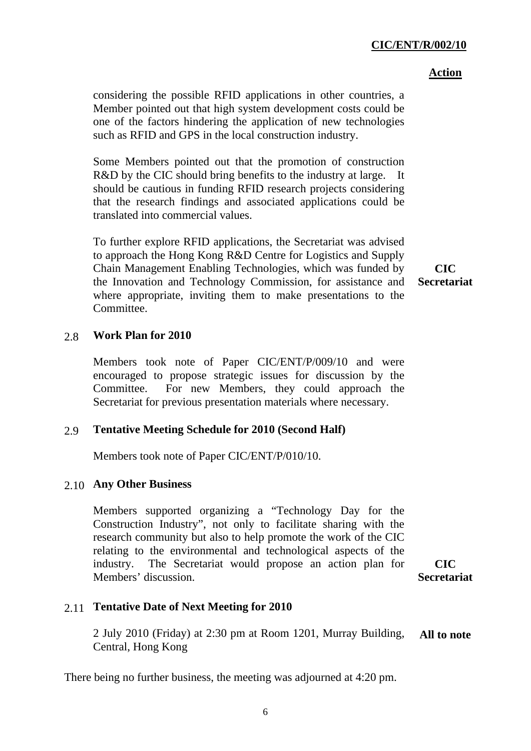**Action**

considering the possible RFID applications in other countries, a Member pointed out that high system development costs could be one of the factors hindering the application of new technologies such as RFID and GPS in the local construction industry.

Some Members pointed out that the promotion of construction R&D by the CIC should bring benefits to the industry at large. It should be cautious in funding RFID research projects considering that the research findings and associated applications could be translated into commercial values.

To further explore RFID applications, the Secretariat was advised to approach the Hong Kong R&D Centre for Logistics and Supply Chain Management Enabling Technologies, which was funded by the Innovation and Technology Commission, for assistance and where appropriate, inviting them to make presentations to the Committee. — **CIC Secretariat**

### 2.8 Work Plan for 2010

Members took note of Paper CIC/ENT/P/009/10 and were encouraged to propose strategic issues for discussion by the Committee. For new Members, they could approach the Secretariat for previous presentation materials where necessary.

### 2.9 Tentative Meeting Schedule for 2010 (Second Half)

Members took note of Paper CIC/ENT/P/010/10.

### 2.10 Any Other Business

Members supported organizing a "Technology Day for the Construction Industry", not only to facilitate sharing with the research community but also to help promote the work of the CIC relating to the environmental and technological aspects of the industry. The Secretariat would propose an action plan for Members' discussion. — **CIC Secretariat**

### 2.11 Tentative Date of Next Meeting for 2010

2 July 2010 (Friday) at 2:30 pm at Room 1201, Murray Building, Central, Hong Kong — **All to note**

There being no further business, the meeting was adjourned at 4:20 pm.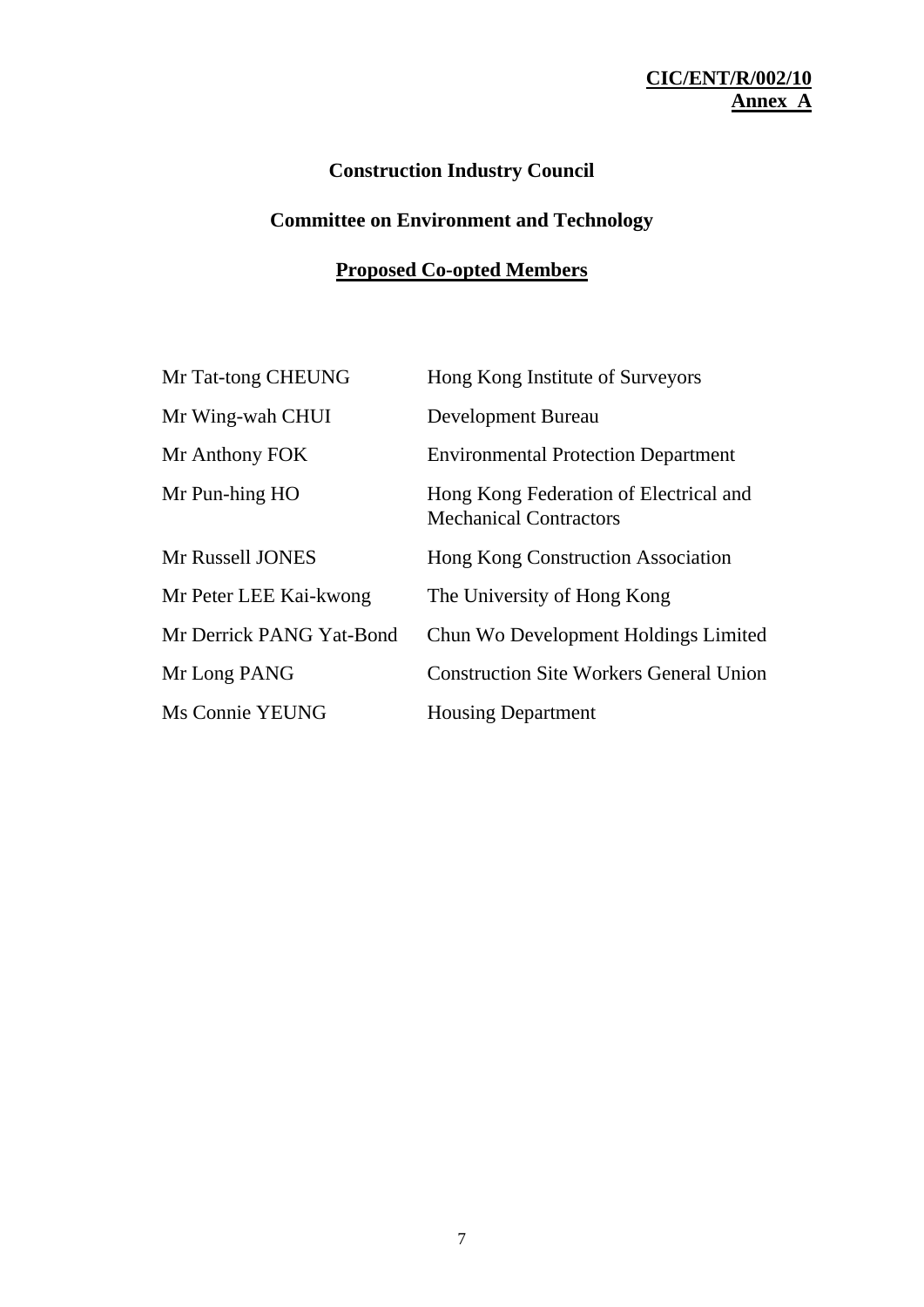**CIC/ENT/R/002/10**
**Annex A**

# Construction Industry Council

## Committee on Environment and Technology

## Proposed Co-opted Members

| | |
|---|---|
| Mr Tat-tong CHEUNG | Hong Kong Institute of Surveyors |
| Mr Wing-wah CHUI | Development Bureau |
| Mr Anthony FOK | Environmental Protection Department |
| Mr Pun-hing HO | Hong Kong Federation of Electrical and Mechanical Contractors |
| Mr Russell JONES | Hong Kong Construction Association |
| Mr Peter LEE Kai-kwong | The University of Hong Kong |
| Mr Derrick PANG Yat-Bond | Chun Wo Development Holdings Limited |
| Mr Long PANG | Construction Site Workers General Union |
| Ms Connie YEUNG | Housing Department |